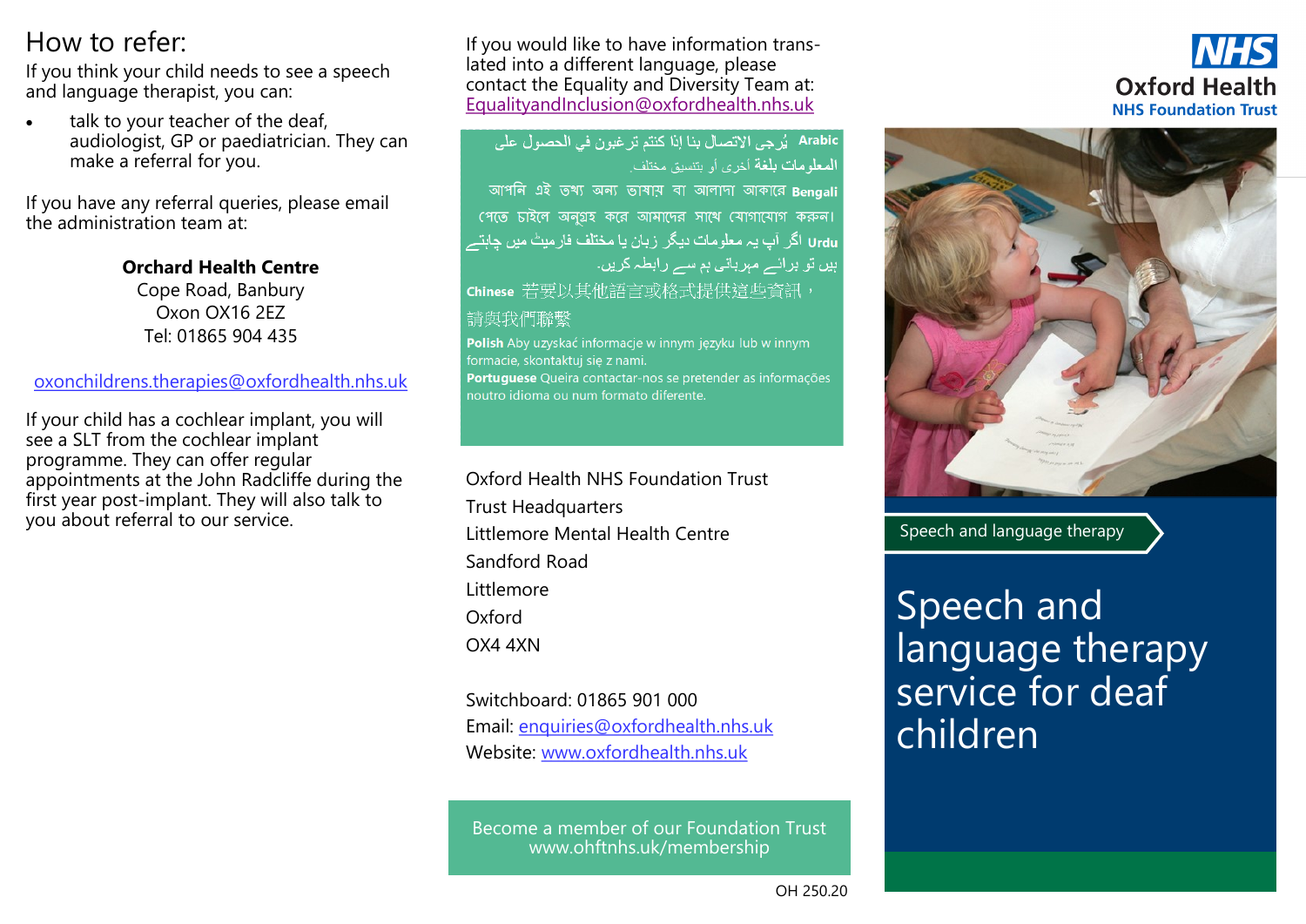## How to refer:

If you think your child needs to see a speech and language therapist, you can:

- talk to your teacher of the deaf, audiologist, GP or paediatrician. They can make a referral for you.

If you have any referral queries, please email the administration team at:

**Orchard Health Centre**
Cope Road, Banbury
Oxon OX16 2EZ
Tel: 01865 904 435

oxonchildrens.therapies@oxfordhealth.nhs.uk

If your child has a cochlear implant, you will see a SLT from the cochlear implant programme. They can offer regular appointments at the John Radcliffe during the first year post-implant. They will also talk to you about referral to our service.

If you would like to have information translated into a different language, please contact the Equality and Diversity Team at: EqualityandInclusion@oxfordhealth.nhs.uk

**Arabic** يُرجى الاتصال بنا إذا كنتم ترغبون في الحصول على المعلومات بلغة أخرى أو بتنسيق مختلف.

**Bengali** আপনি এই তথ্য অন্য ভাষায় বা আলাদা আকারে পেতে চাইলে অনুগ্রহ করে আমাদের সাথে যোগাযোগ করুন।

**Urdu** اگر آپ یہ معلومات دیگر زبان یا مختلف فارمیٹ میں چاہتے ہیں تو برائے مہربانی ہم سے رابطہ کریں۔

**Chinese** 若要以其他語言或格式提供這些資訊，請與我們聯繫

**Polish** Aby uzyskać informacje w innym języku lub w innym formacie, skontaktuj się z nami.

**Portuguese** Queira contactar-nos se pretender as informações noutro idioma ou num formato diferente.

Oxford Health NHS Foundation Trust
Trust Headquarters
Littlemore Mental Health Centre
Sandford Road
Littlemore
Oxford
OX4 4XN

Switchboard: 01865 901 000
Email: enquiries@oxfordhealth.nhs.uk
Website: www.oxfordhealth.nhs.uk

Become a member of our Foundation Trust
www.ohftnhs.uk/membership

OH 250.20

NHS
**Oxford Health**
**NHS Foundation Trust**

Speech and language therapy

# Speech and language therapy service for deaf children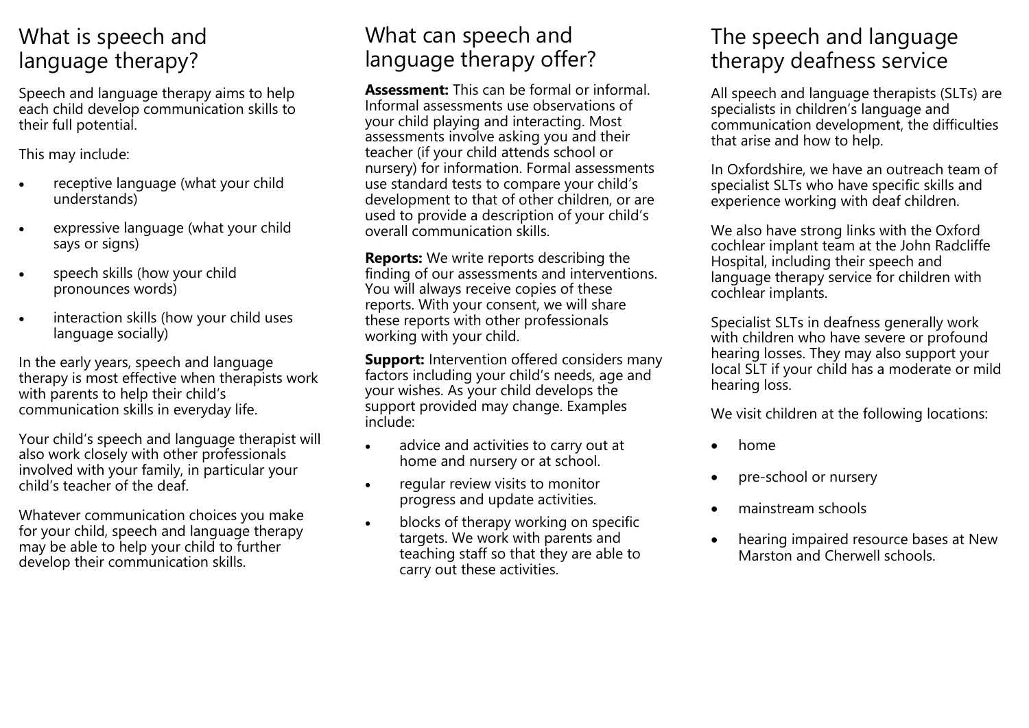## What is speech and language therapy?

Speech and language therapy aims to help each child develop communication skills to their full potential.

This may include:

- receptive language (what your child understands)
- expressive language (what your child says or signs)
- speech skills (how your child pronounces words)
- interaction skills (how your child uses language socially)

In the early years, speech and language therapy is most effective when therapists work with parents to help their child's communication skills in everyday life.

Your child's speech and language therapist will also work closely with other professionals involved with your family, in particular your child's teacher of the deaf.

Whatever communication choices you make for your child, speech and language therapy may be able to help your child to further develop their communication skills.

## What can speech and language therapy offer?

**Assessment:** This can be formal or informal. Informal assessments use observations of your child playing and interacting. Most assessments involve asking you and their teacher (if your child attends school or nursery) for information. Formal assessments use standard tests to compare your child's development to that of other children, or are used to provide a description of your child's overall communication skills.

**Reports:** We write reports describing the finding of our assessments and interventions. You will always receive copies of these reports. With your consent, we will share these reports with other professionals working with your child.

**Support:** Intervention offered considers many factors including your child's needs, age and your wishes. As your child develops the support provided may change. Examples include:

- advice and activities to carry out at home and nursery or at school.
- regular review visits to monitor progress and update activities.
- blocks of therapy working on specific targets. We work with parents and teaching staff so that they are able to carry out these activities.

## The speech and language therapy deafness service

All speech and language therapists (SLTs) are specialists in children's language and communication development, the difficulties that arise and how to help.

In Oxfordshire, we have an outreach team of specialist SLTs who have specific skills and experience working with deaf children.

We also have strong links with the Oxford cochlear implant team at the John Radcliffe Hospital, including their speech and language therapy service for children with cochlear implants.

Specialist SLTs in deafness generally work with children who have severe or profound hearing losses. They may also support your local SLT if your child has a moderate or mild hearing loss.

We visit children at the following locations:

- home
- pre-school or nursery
- mainstream schools
- hearing impaired resource bases at New Marston and Cherwell schools.